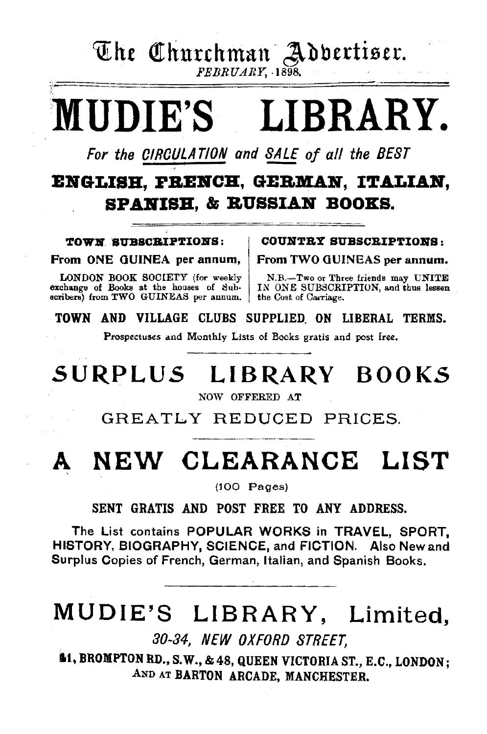The Churchman Advertiser.

*FEBRUARY, 1898.*

# MUDIE'S LIBRARY.

*For the CIRCULATION and SALE of all the BEST*

## ENGLISH, FRENCH, GERMAN, ITALIAN, SPANISH, & RUSSIAN BOOKS.

**TOWN SUBSCRIPTIONS:**

**From ONE GUINEA per annum,**

LONDON BOOK SOCIETY (for weekly exchange of Books at the houses of Subscribers) from TWO GUINEAS per annum.

**COUNTRY SUBSCRIPTIONS:**

**From TWO GUINEAS per annum.**

N.B.—Two or Three friends may UNITE IN ONE SUBSCRIPTION, and thus lessen the Cost of Carriage.

**TOWN AND VILLAGE CLUBS SUPPLIED ON LIBERAL TERMS.**

Prospectuses and Monthly Lists of Books gratis and post free.

## SURPLUS LIBRARY BOOKS

NOW OFFERED AT

GREATLY REDUCED PRICES.

## A NEW CLEARANCE LIST

(100 Pages)

**SENT GRATIS AND POST FREE TO ANY ADDRESS.**

The List contains POPULAR WORKS in TRAVEL, SPORT, HISTORY, BIOGRAPHY, SCIENCE, and FICTION. Also New and Surplus Copies of French, German, Italian, and Spanish Books.

## MUDIE'S LIBRARY, Limited,

*30-34, NEW OXFORD STREET,*

**241, BROMPTON RD., S.W., & 48, QUEEN VICTORIA ST., E.C., LONDON; AND AT BARTON ARCADE, MANCHESTER.**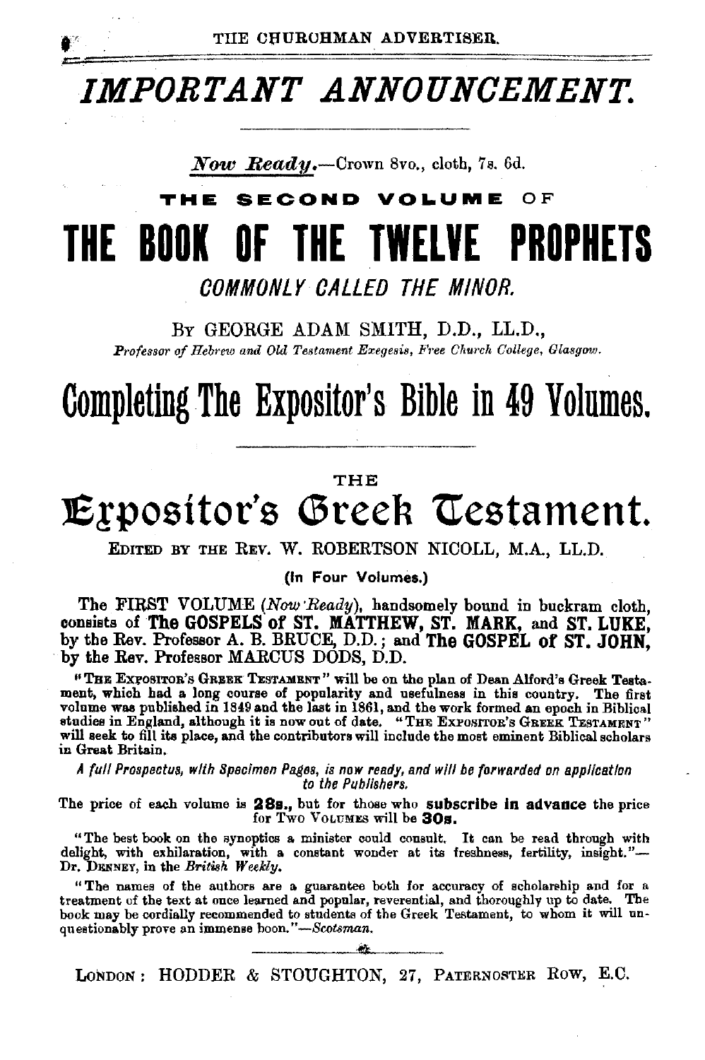# *IMPORTANT ANNOUNCEMENT.*

***Now Ready.***—Crown 8vo., cloth, 7s. 6d.

**THE SECOND VOLUME OF**

# THE BOOK OF THE TWELVE PROPHETS

*COMMONLY CALLED THE MINOR.*

BY GEORGE ADAM SMITH, D.D., LL.D.,

*Professor of Hebrew and Old Testament Exegesis, Free Church College, Glasgow.*

# Completing The Expositor's Bible in 49 Volumes.

THE

# Expositor's Greek Testament.

EDITED BY THE REV. W. ROBERTSON NICOLL, M.A., LL.D.

**(In Four Volumes.)**

The FIRST VOLUME (*Now Ready*), handsomely bound in buckram cloth, consists of **The GOSPELS of ST. MATTHEW, ST. MARK, and ST. LUKE**, by the Rev. Professor A. B. BRUCE, D.D.; and **The GOSPEL of ST. JOHN**, by the Rev. Professor MARCUS DODS, D.D.

"THE EXPOSITOR'S GREEK TESTAMENT" will be on the plan of Dean Alford's Greek Testament, which had a long course of popularity and usefulness in this country. The first volume was published in 1849 and the last in 1861, and the work formed an epoch in Biblical studies in England, although it is now out of date. "THE EXPOSITOR'S GREEK TESTAMENT" will seek to fill its place, and the contributors will include the most eminent Biblical scholars in Great Britain.

*A full Prospectus, with Specimen Pages, is now ready, and will be forwarded on application to the Publishers.*

The price of each volume is **28s.**, but for those who **subscribe in advance** the price for TWO VOLUMES will be **30s.**

"The best book on the synoptics a minister could consult. It can be read through with delight, with exhilaration, with a constant wonder at its freshness, fertility, insight."—Dr. DENNEY, in the *British Weekly*.

"The names of the authors are a guarantee both for accuracy of scholarship and for a treatment of the text at once learned and popular, reverential, and thoroughly up to date. The book may be cordially recommended to students of the Greek Testament, to whom it will unquestionably prove an immense boon."—*Scotsman.*

LONDON: HODDER & STOUGHTON, 27, PATERNOSTER ROW, E.C.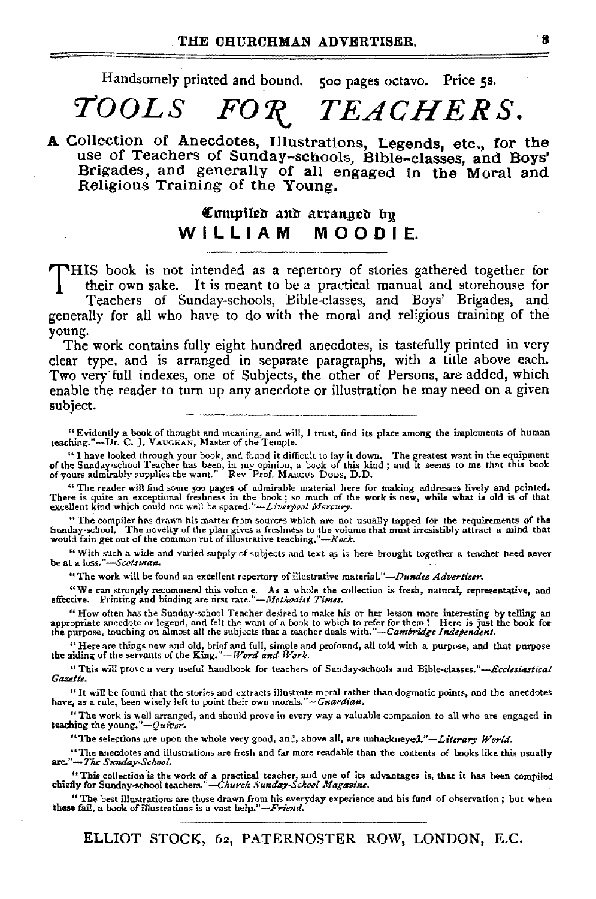Handsomely printed and bound. 500 pages octavo. Price 5s.

# TOOLS FOR TEACHERS.

**A Collection of Anecdotes, Illustrations, Legends, etc., for the use of Teachers of Sunday-schools, Bible-classes, and Boys' Brigades, and generally of all engaged in the Moral and Religious Training of the Young.**

Compiled and arranged by
**WILLIAM MOODIE.**

THIS book is not intended as a repertory of stories gathered together for their own sake. It is meant to be a practical manual and storehouse for Teachers of Sunday-schools, Bible-classes, and Boys' Brigades, and generally for all who have to do with the moral and religious training of the young.

The work contains fully eight hundred anecdotes, is tastefully printed in very clear type, and is arranged in separate paragraphs, with a title above each. Two very full indexes, one of Subjects, the other of Persons, are added, which enable the reader to turn up any anecdote or illustration he may need on a given subject.

---

"Evidently a book of thought and meaning, and will, I trust, find its place among the implements of human teaching."—Dr. C. J. VAUGHAN, Master of the Temple.

"I have looked through your book, and found it difficult to lay it down. The greatest want in the equipment of the Sunday-school Teacher has been, in my opinion, a book of this kind; and it seems to me that this book of yours admirably supplies the want."—Rev Prof. MARCUS DODS, D.D.

"The reader will find some 500 pages of admirable material here for making addresses lively and pointed. There is quite an exceptional freshness in the book; so much of the work is new, while what is old is of that excellent kind which could not well be spared."—*Liverpool Mercury.*

"The compiler has drawn his matter from sources which are not usually tapped for the requirements of the Sunday-school. The novelty of the plan gives a freshness to the volume that must irresistibly attract a mind that would fain get out of the common rut of illustrative teaching."—*Rock.*

"With such a wide and varied supply of subjects and text as is here brought together a teacher need never be at a loss."—*Scotsman.*

"The work will be found an excellent repertory of illustrative material."—*Dundee Advertiser.*

"We can strongly recommend this volume. As a whole the collection is fresh, natural, representative, and effective. Printing and binding are first rate."—*Methodist Times.*

"How often has the Sunday-school Teacher desired to make his or her lesson more interesting by telling an appropriate anecdote or legend, and felt the want of a book to which to refer for them! Here is just the book for the purpose, touching on almost all the subjects that a teacher deals with."—*Cambridge Independent.*

"Here are things new and old, brief and full, simple and profound, all told with a purpose, and that purpose the aiding of the servants of the King."—*Word and Work.*

"This will prove a very useful handbook for teachers of Sunday-schools and Bible-classes."—*Ecclesiastical Gazette.*

"It will be found that the stories and extracts illustrate moral rather than dogmatic points, and the anecdotes have, as a rule, been wisely left to point their own morals."—*Guardian.*

"The work is well arranged, and should prove in every way a valuable companion to all who are engaged in teaching the young."—*Quiver.*

"The selections are upon the whole very good, and, above all, are unhackneyed."—*Literary World.*

"The anecdotes and illustrations are fresh and far more readable than the contents of books like this usually are."—*The Sunday-School.*

"This collection is the work of a practical teacher, and one of its advantages is, that it has been compiled chiefly for Sunday-school teachers."—*Church Sunday-School Magazine.*

"The best illustrations are those drawn from his everyday experience and his fund of observation; but when these fail, a book of illustrations is a vast help."—*Friend.*

---

ELLIOT STOCK, 62, PATERNOSTER ROW, LONDON, E.C.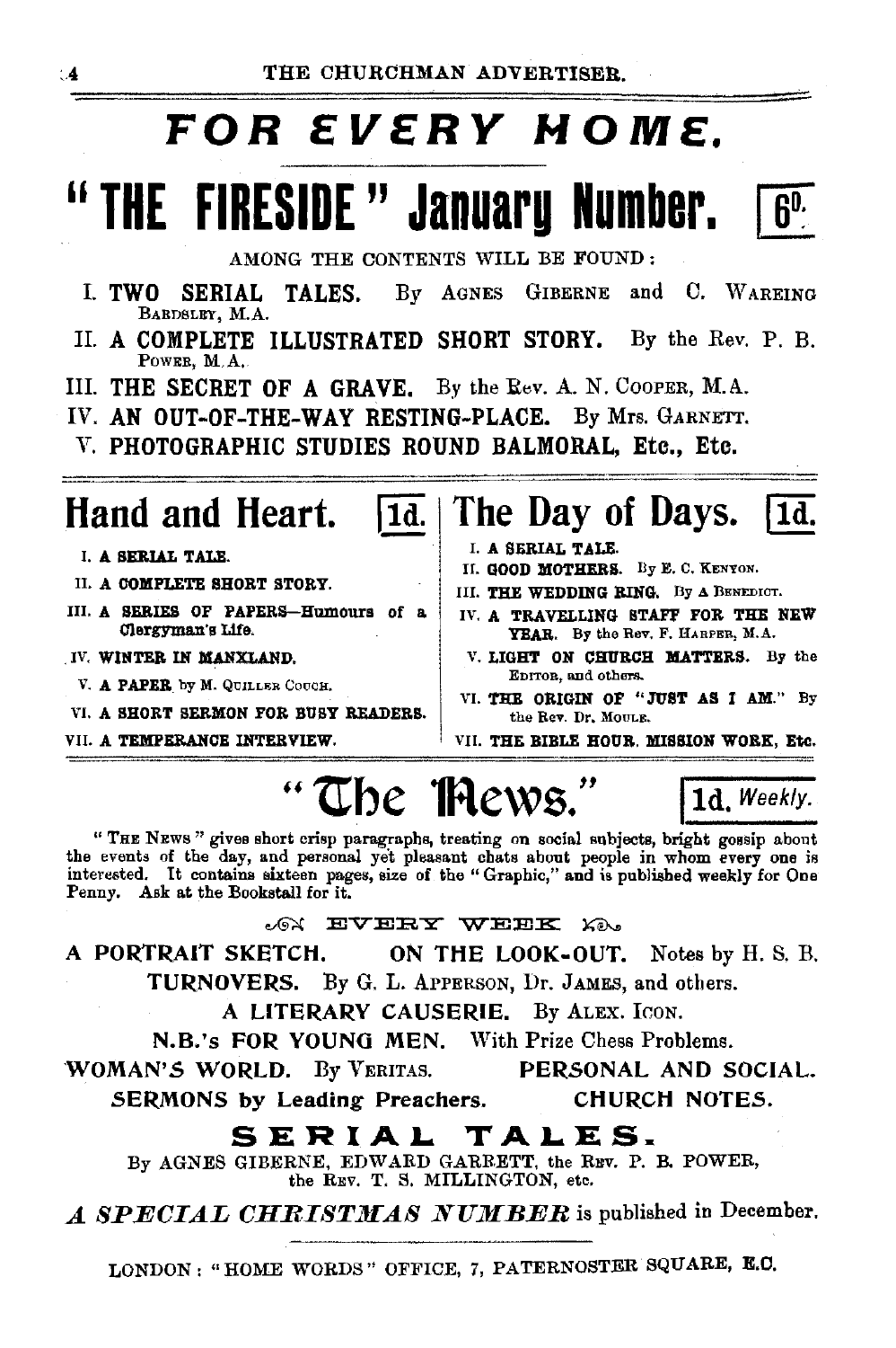# FOR EVERY HOME.

## "THE FIRESIDE" January Number. 6D.

AMONG THE CONTENTS WILL BE FOUND:

I. **TWO SERIAL TALES.** By AGNES GIBERNE and C. WAREING BARDSLEY, M.A.

II. **A COMPLETE ILLUSTRATED SHORT STORY.** By the Rev. P. B. POWER, M.A.

III. **THE SECRET OF A GRAVE.** By the Rev. A. N. COOPER, M.A.

IV. **AN OUT-OF-THE-WAY RESTING-PLACE.** By Mrs. GARNETT.

V. **PHOTOGRAPHIC STUDIES ROUND BALMORAL, Etc., Etc.**

## Hand and Heart. 1d.

I. **A SERIAL TALE.**

II. **A COMPLETE SHORT STORY.**

III. **A SERIES OF PAPERS—Humours of a Clergyman's Life.**

IV. **WINTER IN MANXLAND.**

V. **A PAPER** by M. QUILLER COUCH.

VI. **A SHORT SERMON FOR BUSY READERS.**

VII. **A TEMPERANCE INTERVIEW.**

## The Day of Days. 1d.

I. **A SERIAL TALE.**

II. **GOOD MOTHERS.** By E. C. KENYON.

III. **THE WEDDING RING.** By A BENEDICT.

IV. **A TRAVELLING STAFF FOR THE NEW YEAR.** By the Rev. F. HARPER, M.A.

V. **LIGHT ON CHURCH MATTERS.** By the EDITOR, and others.

VI. **THE ORIGIN OF "JUST AS I AM."** By the Rev. Dr. MOULE.

VII. **THE BIBLE HOUR. MISSION WORK, Etc.**

## "The News." 1d. *Weekly.*

"THE NEWS" gives short crisp paragraphs, treating on social subjects, bright gossip about the events of the day, and personal yet pleasant chats about people in whom every one is interested. It contains sixteen pages, size of the "Graphic," and is published weekly for One Penny. Ask at the Bookstall for it.

EVERY WEEK

**A PORTRAIT SKETCH.** **ON THE LOOK-OUT.** Notes by H. S. B.

**TURNOVERS.** By G. L. APPERSON, Dr. JAMES, and others.

**A LITERARY CAUSERIE.** By ALEX. ICON.

**N.B.'s FOR YOUNG MEN.** With Prize Chess Problems.

**WOMAN'S WORLD.** By VERITAS. **PERSONAL AND SOCIAL.**

**SERMONS by Leading Preachers.** **CHURCH NOTES.**

### SERIAL TALES.

By AGNES GIBERNE, EDWARD GARRETT, the REV. P. B. POWER, the REV. T. S. MILLINGTON, etc.

***A SPECIAL CHRISTMAS NUMBER*** is published in December.

LONDON: "HOME WORDS" OFFICE, 7, PATERNOSTER SQUARE, E.C.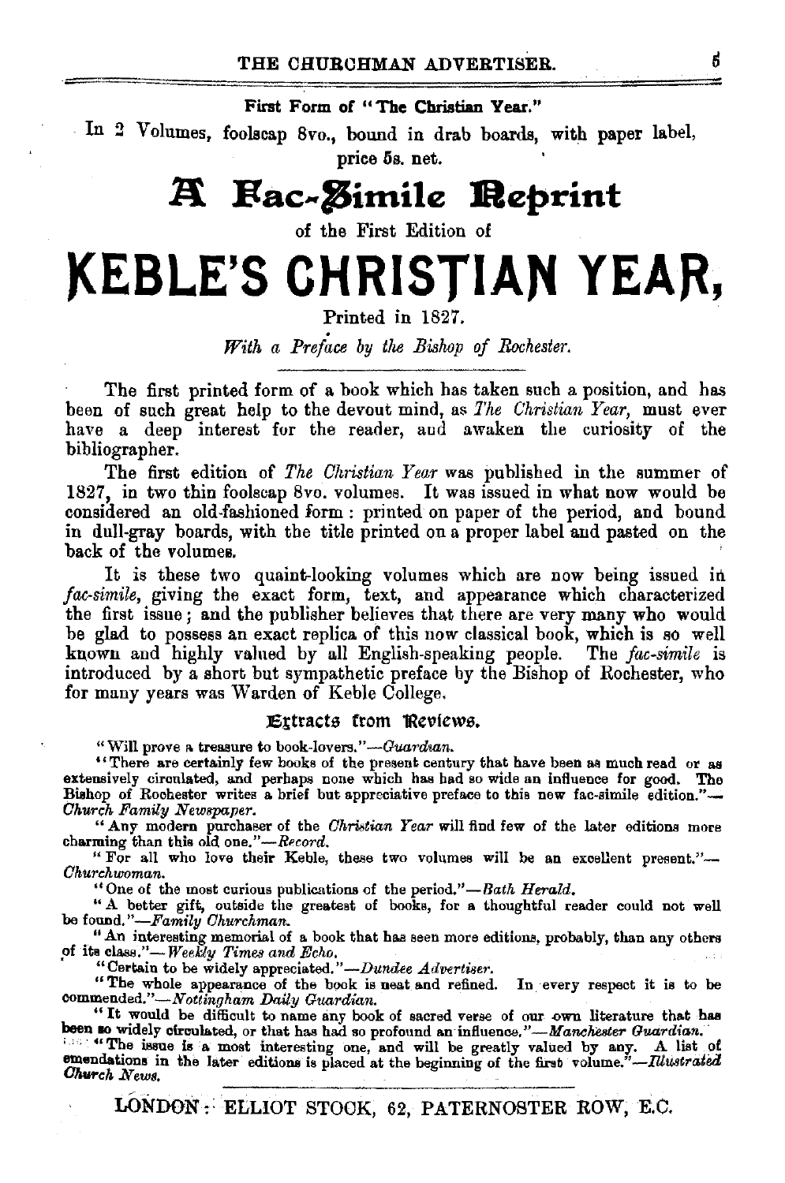**First Form of "The Christian Year."**

In 2 Volumes, foolscap 8vo., bound in drab boards, with paper label, price 5s. net.

# A Fac-Simile Reprint

of the First Edition of

# KEBLE'S CHRISTIAN YEAR,

Printed in 1827.

*With a Preface by the Bishop of Rochester.*

The first printed form of a book which has taken such a position, and has been of such great help to the devout mind, as *The Christian Year*, must ever have a deep interest for the reader, and awaken the curiosity of the bibliographer.

The first edition of *The Christian Year* was published in the summer of 1827, in two thin foolscap 8vo. volumes. It was issued in what now would be considered an old-fashioned form: printed on paper of the period, and bound in dull-gray boards, with the title printed on a proper label and pasted on the back of the volumes.

It is these two quaint-looking volumes which are now being issued in *fac-simile*, giving the exact form, text, and appearance which characterized the first issue; and the publisher believes that there are very many who would be glad to possess an exact replica of this now classical book, which is so well known and highly valued by all English-speaking people. The *fac-simile* is introduced by a short but sympathetic preface by the Bishop of Rochester, who for many years was Warden of Keble College.

## Extracts from Reviews.

"Will prove a treasure to book-lovers."—*Guardian.*

"There are certainly few books of the present century that have been as much read or as extensively circulated, and perhaps none which has had so wide an influence for good. The Bishop of Rochester writes a brief but appreciative preface to this new fac-simile edition."—*Church Family Newspaper.*

"Any modern purchaser of the *Christian Year* will find few of the later editions more charming than this old one."—*Record.*

"For all who love their Keble, these two volumes will be an excellent present."—*Churchwoman.*

"One of the most curious publications of the period."—*Bath Herald.*

"A better gift, outside the greatest of books, for a thoughtful reader could not well be found."—*Family Churchman.*

"An interesting memorial of a book that has seen more editions, probably, than any others of its class."—*Weekly Times and Echo.*

"Certain to be widely appreciated."—*Dundee Advertiser.*

"The whole appearance of the book is neat and refined. In every respect it is to be commended."—*Nottingham Daily Guardian.*

"It would be difficult to name any book of sacred verse of our own literature that has been so widely circulated, or that has had so profound an influence."—*Manchester Guardian.*

"The issue is a most interesting one, and will be greatly valued by any. A list of emendations in the later editions is placed at the beginning of the first volume."—*Illustrated Church News.*

LONDON: ELLIOT STOCK, 62, PATERNOSTER ROW, E.C.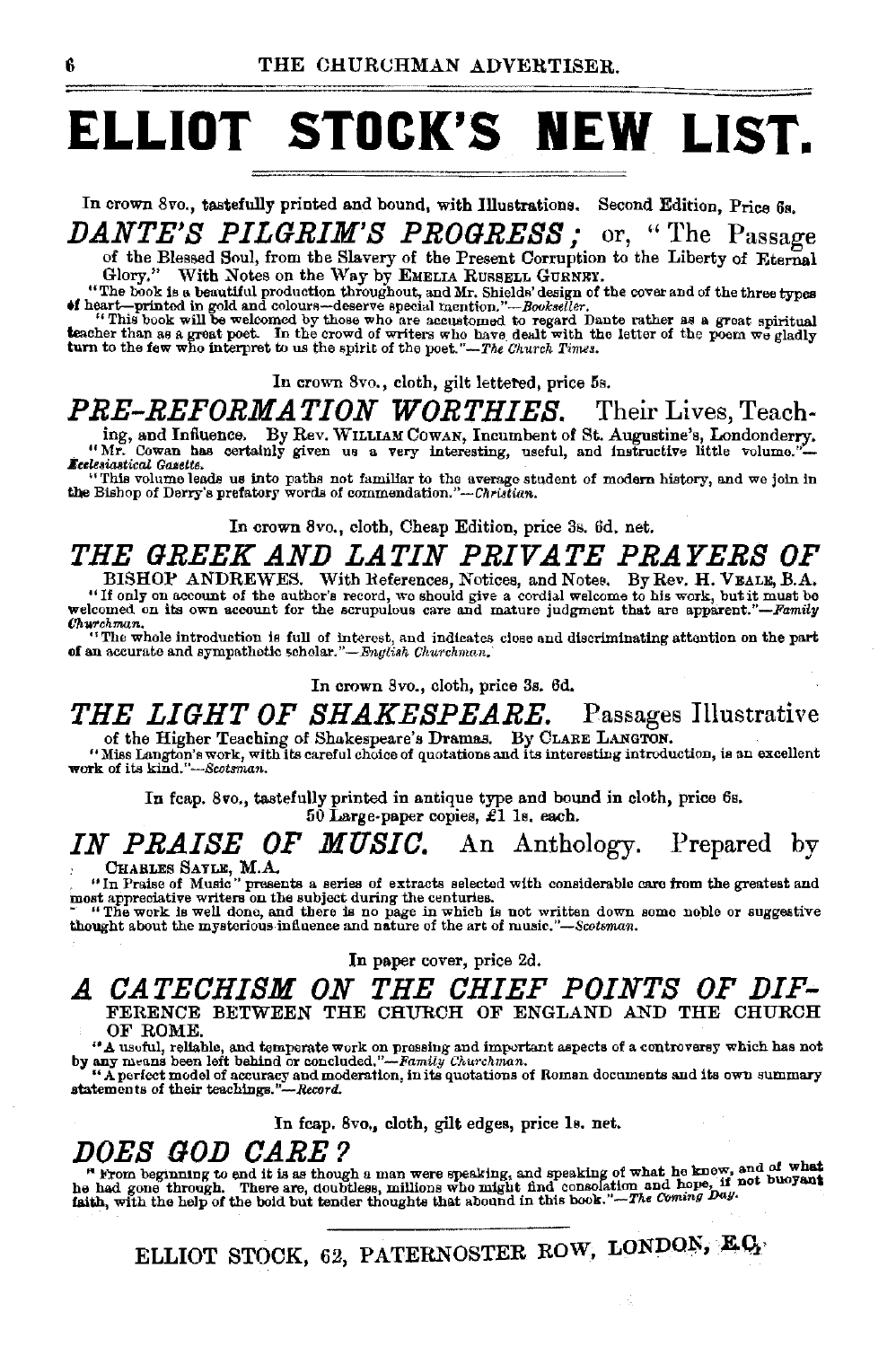# ELLIOT STOCK'S NEW LIST.

In crown 8vo., tastefully printed and bound, with Illustrations. Second Edition, Price 6s.

## *DANTE'S PILGRIM'S PROGRESS;* or, "The Passage of the Blessed Soul, from the Slavery of the Present Corruption to the Liberty of Eternal Glory." With Notes on the Way by EMELIA RUSSELL GURNEY.

"The book is a beautiful production throughout, and Mr. Shields' design of the cover and of the three types of heart—printed in gold and colours—deserve special mention."—*Bookseller.*

"This book will be welcomed by those who are accustomed to regard Dante rather as a great spiritual teacher than as a great poet. In the crowd of writers who have dealt with the letter of the poem we gladly turn to the few who interpret to us the spirit of the poet."—*The Church Times.*

In crown 8vo., cloth, gilt lettered, price 5s.

## *PRE-REFORMATION WORTHIES.* Their Lives, Teaching, and Influence.

By Rev. WILLIAM COWAN, Incumbent of St. Augustine's, Londonderry.

"Mr. Cowan has certainly given us a very interesting, useful, and instructive little volume."—*Ecclesiastical Gazette.*

"This volume leads us into paths not familiar to the average student of modern history, and we join in the Bishop of Derry's prefatory words of commendation."—*Christian.*

In crown 8vo., cloth, Cheap Edition, price 3s. 6d. net.

## *THE GREEK AND LATIN PRIVATE PRAYERS OF* BISHOP ANDREWES.

With References, Notices, and Notes. By Rev. H. VEALE, B.A.

"If only on account of the author's record, we should give a cordial welcome to his work, but it must be welcomed on its own account for the scrupulous care and mature judgment that are apparent."—*Family Churchman.*

"The whole introduction is full of interest, and indicates close and discriminating attention on the part of an accurate and sympathetic scholar."—*English Churchman.*

In crown 8vo., cloth, price 3s. 6d.

## *THE LIGHT OF SHAKESPEARE.* Passages Illustrative of the Higher Teaching of Shakespeare's Dramas.

By CLARE LANGTON.

"Miss Langton's work, with its careful choice of quotations and its interesting introduction, is an excellent work of its kind."—*Scotsman.*

In fcap. 8vo., tastefully printed in antique type and bound in cloth, price 6s.
50 Large-paper copies, £1 1s. each.

## *IN PRAISE OF MUSIC.* An Anthology.

Prepared by CHARLES SAYLE, M.A.

"'In Praise of Music' presents a series of extracts selected with considerable care from the greatest and most appreciative writers on the subject during the centuries.

"The work is well done, and there is no page in which is not written down some noble or suggestive thought about the mysterious influence and nature of the art of music."—*Scotsman.*

In paper cover, price 2d.

## *A CATECHISM ON THE CHIEF POINTS OF DIF-* FERENCE BETWEEN THE CHURCH OF ENGLAND AND THE CHURCH OF ROME.

"A useful, reliable, and temperate work on pressing and important aspects of a controversy which has not by any means been left behind or concluded."—*Family Churchman.*

"A perfect model of accuracy and moderation, in its quotations of Roman documents and its own summary statements of their teachings."—*Record.*

In fcap. 8vo., cloth, gilt edges, price 1s. net.

## *DOES GOD CARE?*

"From beginning to end it is as though a man were speaking, and speaking of what he knew, and of what he had gone through. There are, doubtless, millions who might find consolation and hope, if not buoyant faith, with the help of the bold but tender thoughts that abound in this book."—*The Coming Day.*

ELLIOT STOCK, 62, PATERNOSTER ROW, LONDON, E.C.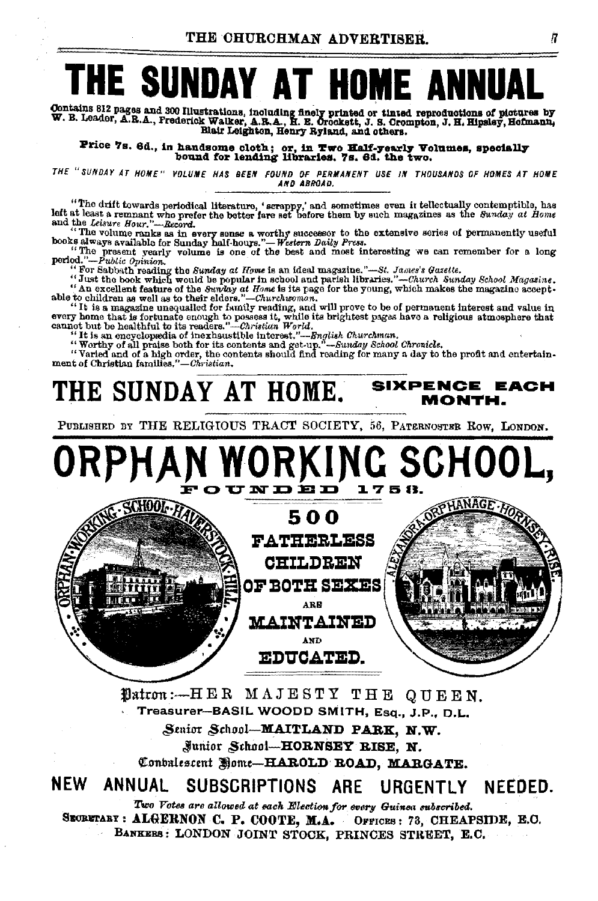# THE SUNDAY AT HOME ANNUAL

Contains 812 pages and 300 Illustrations, including finely printed or tinted reproductions of pictures by W. B. Leader, A.R.A., Frederick Walker, A.R.A., H. E. Crockett, J. S. Crompton, J. H. Hipsley, Hofmann, Blair Leighton, Henry Ryland, and others.

**Price 7s. 6d., in handsome cloth; or, in Two Half-yearly Volumes, specially bound for lending libraries. 7s. 6d. the two.**

THE "SUNDAY AT HOME" VOLUME HAS BEEN FOUND OF PERMANENT USE IN THOUSANDS OF HOMES AT HOME AND ABROAD.

"The drift towards periodical literature, 'scrappy,' and sometimes even intellectually contemptible, has left at least a remnant who prefer the better fare set before them by such magazines as the *Sunday at Home* and the *Leisure Hour*."—*Record.*

"The volume ranks as in every sense a worthy successor to the extensive series of permanently useful books always available for Sunday half-hours."—*Western Daily Press.*

"The present yearly volume is one of the best and most interesting we can remember for a long period."—*Public Opinion.*

"For Sabbath reading the *Sunday at Home* is an ideal magazine."—*St. James's Gazette.*

"Just the book which would be popular in school and parish libraries."—*Church Sunday School Magazine.*

"An excellent feature of the *Sunday at Home* is its page for the young, which makes the magazine acceptable to children as well as to their elders."—*Churchwoman.*

"It is a magazine unequalled for family reading, and will prove to be of permanent interest and value in every home that is fortunate enough to possess it, while its brightest pages have a religious atmosphere that cannot but be healthful to its readers."—*Christian World.*

"It is an encyclopædia of inexhaustible interest."—*English Churchman.*

"Worthy of all praise both for its contents and get-up."—*Sunday School Chronicle.*

"Varied and of a high order, the contents should find reading for many a day to the profit and entertainment of Christian families."—*Christian.*

## THE SUNDAY AT HOME. SIXPENCE EACH MONTH.

PUBLISHED BY THE RELIGIOUS TRACT SOCIETY, 56, PATERNOSTER ROW, LONDON.

# ORPHAN WORKING SCHOOL,

FOUNDED 1758.

ORPHAN WORKING SCHOOL · HAVERSTOCK HILL

**500 FATHERLESS CHILDREN OF BOTH SEXES ARE MAINTAINED AND EDUCATED.**

ALEXANDRA ORPHANAGE · HORNSEY RISE

Patron:—HER MAJESTY THE QUEEN.

Treasurer—BASIL WOODD SMITH, Esq., J.P., D.L.

Senior School—**MAITLAND PARK, N.W.**

Junior School—**HORNSEY RISE, N.**

Convalescent Home—**HAROLD ROAD, MARGATE.**

## NEW ANNUAL SUBSCRIPTIONS ARE URGENTLY NEEDED.

*Two Votes are allowed at each Election for every Guinea subscribed.*

SECRETARY: **ALGERNON C. P. COOTE, M.A.** OFFICES: 73, CHEAPSIDE, E.C.

BANKERS: LONDON JOINT STOCK, PRINCES STREET, E.C.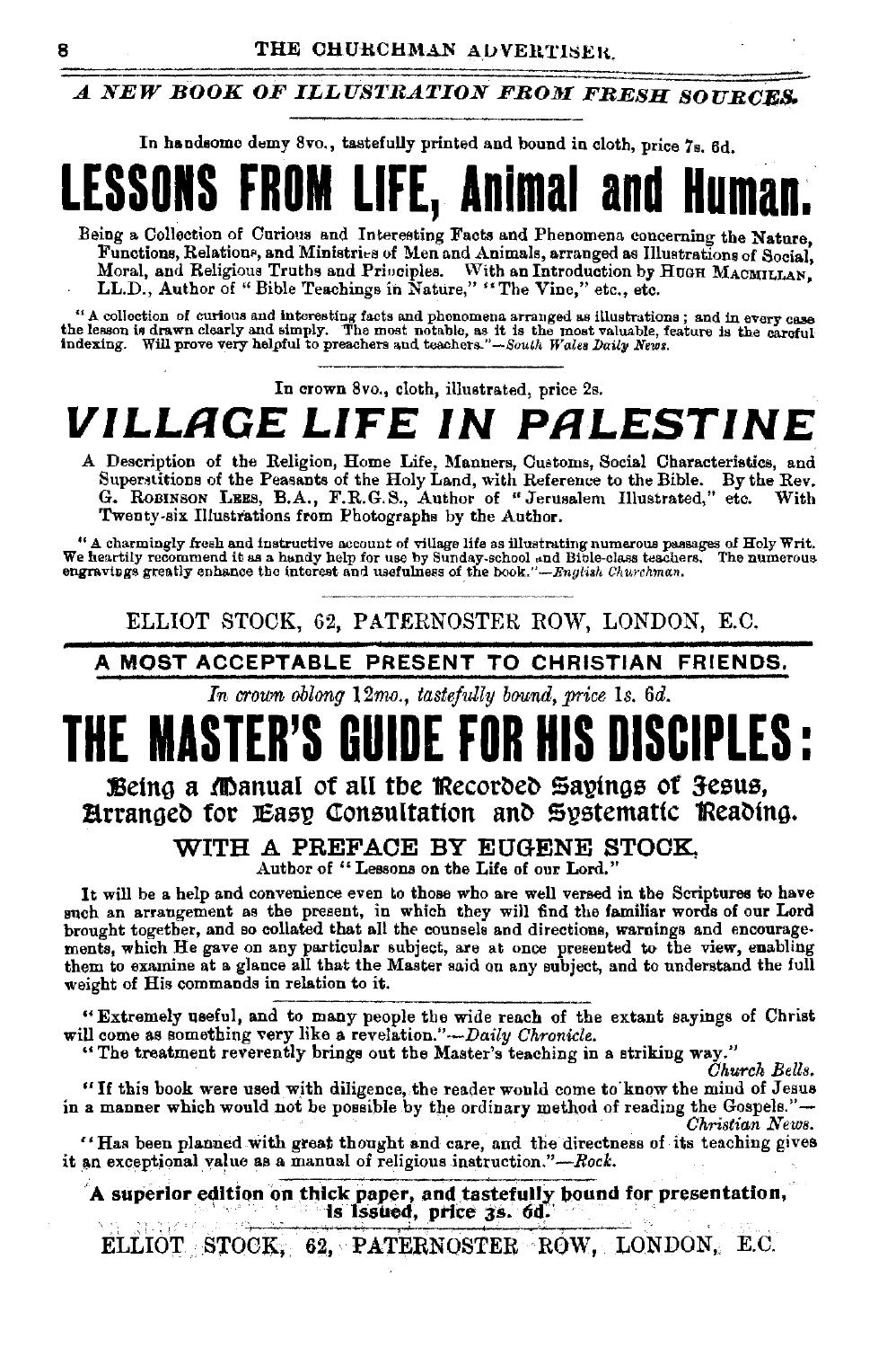*A NEW BOOK OF ILLUSTRATION FROM FRESH SOURCES.*

In handsome demy 8vo., tastefully printed and bound in cloth, price 7s. 6d.

# LESSONS FROM LIFE, Animal and Human.

Being a Collection of Curious and Interesting Facts and Phenomena concerning the Nature, Functions, Relations, and Ministries of Men and Animals, arranged as Illustrations of Social, Moral, and Religious Truths and Principles. With an Introduction by HUGH MACMILLAN, LL.D., Author of "Bible Teachings in Nature," "The Vine," etc., etc.

"A collection of curious and interesting facts and phenomena arranged as illustrations; and in every case the lesson is drawn clearly and simply. The most notable, as it is the most valuable, feature is the careful indexing. Will prove very helpful to preachers and teachers."—*South Wales Daily News.*

In crown 8vo., cloth, illustrated, price 2s.

# *VILLAGE LIFE IN PALESTINE*

A Description of the Religion, Home Life, Manners, Customs, Social Characteristics, and Superstitions of the Peasants of the Holy Land, with Reference to the Bible. By the Rev. G. ROBINSON LEES, B.A., F.R.G.S., Author of "Jerusalem Illustrated," etc. With Twenty-six Illustrations from Photographs by the Author.

"A charmingly fresh and instructive account of village life as illustrating numerous passages of Holy Writ. We heartily recommend it as a handy help for use by Sunday-school and Bible-class teachers. The numerous engravings greatly enhance the interest and usefulness of the book."—*English Churchman.*

ELLIOT STOCK, 62, PATERNOSTER ROW, LONDON, E.C.

---

**A MOST ACCEPTABLE PRESENT TO CHRISTIAN FRIENDS.**

*In crown oblong 12mo., tastefully bound, price 1s. 6d.*

# THE MASTER'S GUIDE FOR HIS DISCIPLES:

## Being a Manual of all the Recorded Sayings of Jesus, Arranged for Easy Consultation and Systematic Reading.

### WITH A PREFACE BY EUGENE STOCK,

Author of "Lessons on the Life of our Lord."

It will be a help and convenience even to those who are well versed in the Scriptures to have such an arrangement as the present, in which they will find the familiar words of our Lord brought together, and so collated that all the counsels and directions, warnings and encouragements, which He gave on any particular subject, are at once presented to the view, enabling them to examine at a glance all that the Master said on any subject, and to understand the full weight of His commands in relation to it.

"Extremely useful, and to many people the wide reach of the extant sayings of Christ will come as something very like a revelation."—*Daily Chronicle.*

"The treatment reverently brings out the Master's teaching in a striking way."—*Church Bells.*

"If this book were used with diligence, the reader would come to know the mind of Jesus in a manner which would not be possible by the ordinary method of reading the Gospels."—*Christian News.*

"Has been planned with great thought and care, and the directness of its teaching gives it an exceptional value as a manual of religious instruction."—*Rock.*

**A superior edition on thick paper, and tastefully bound for presentation, is issued, price 3s. 6d.**

ELLIOT STOCK, 62, PATERNOSTER ROW, LONDON, E.C.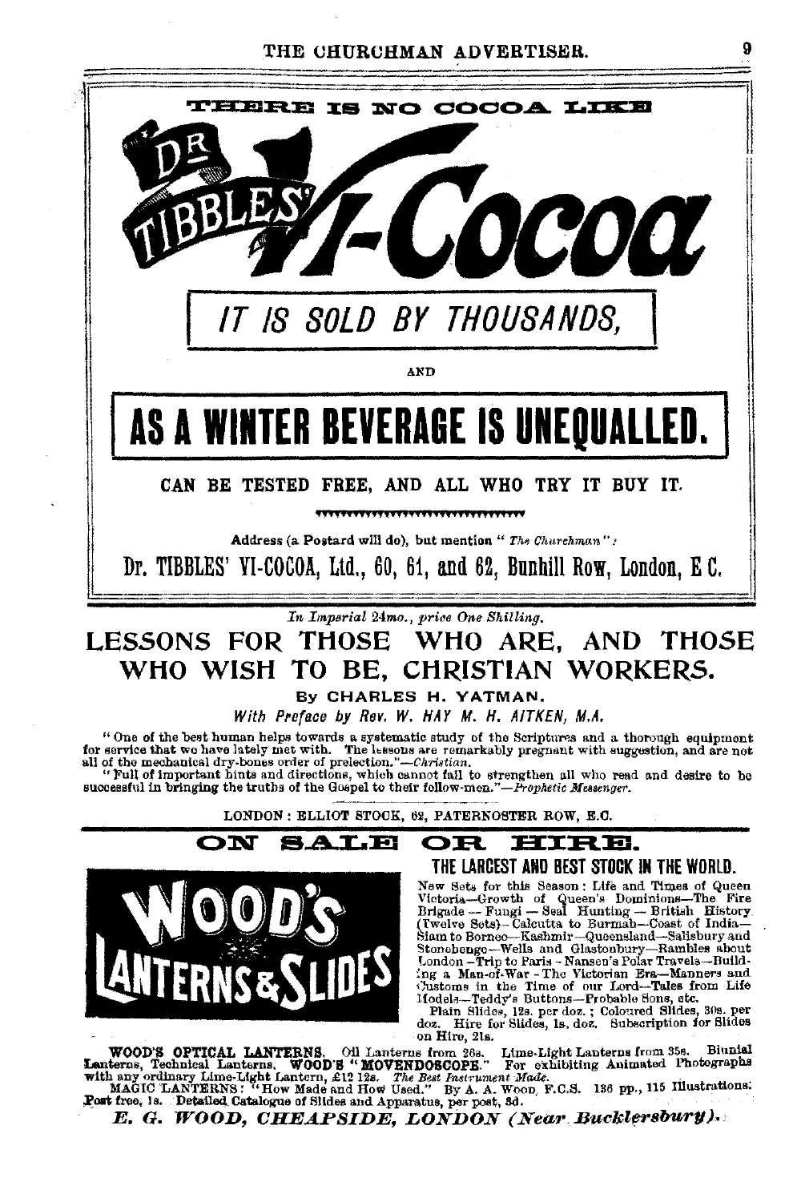THERE IS NO COCOA LIKE

# DR TIBBLES' VI-Cocoa

## IT IS SOLD BY THOUSANDS,

AND

## AS A WINTER BEVERAGE IS UNEQUALLED.

**CAN BE TESTED FREE, AND ALL WHO TRY IT BUY IT.**

Address (a Postard will do), but mention "*The Churchman*":

**Dr. TIBBLES' VI-COCOA, Ltd., 60, 61, and 62, Bunhill Row, London, E C.**

---

*In Imperial 24mo., price One Shilling.*

## LESSONS FOR THOSE WHO ARE, AND THOSE WHO WISH TO BE, CHRISTIAN WORKERS.

By CHARLES H. YATMAN.

*With Preface by Rev. W. HAY M. H. AITKEN, M.A.*

"One of the best human helps towards a systematic study of the Scriptures and a thorough equipment for service that we have lately met with. The lessons are remarkably pregnant with suggestion, and are not all of the mechanical dry-bones order of prelection."—*Christian.*

"Full of important hints and directions, which cannot fail to strengthen all who read and desire to be successful in bringing the truths of the Gospel to their follow-men."—*Prophetic Messenger.*

LONDON: ELLIOT STOCK, 62, PATERNOSTER ROW, E.C.

---

## ON SALE OR HIRE.

## WOOD'S LANTERNS & SLIDES

**THE LARGEST AND BEST STOCK IN THE WORLD.**

New Sets for this Season: Life and Times of Queen Victoria—Growth of Queen's Dominions—The Fire Brigade — Fungi — Seal Hunting — British History (Twelve Sets)—Calcutta to Burmah—Coast of India—Siam to Borneo—Kashmir—Queensland—Salisbury and Stonehenge—Wells and Glastonbury—Rambles about London—Trip to Paris—Nansen's Polar Travels—Building a Man-of-War—The Victorian Era—Manners and Customs in the Time of our Lord—Tales from Life Models—Teddy's Buttons—Probable Sons, etc.

Plain Slides, 12s. per doz.; Coloured Slides, 30s. per doz. Hire for Slides, 1s. doz. Subscription for Slides on Hire, 21s.

**WOOD'S OPTICAL LANTERNS.** Oil Lanterns from 26s. Lime-Light Lanterns from 35s. Biunial Lanterns, Technical Lanterns. **WOOD'S "MOVENDOSCOPE."** For exhibiting Animated Photographs with any ordinary Lime-Light Lantern, £12 12s. *The Best Instrument Made.*

MAGIC LANTERNS: "How Made and How Used." By A. A. WOOD, F.C.S. 136 pp., 115 Illustrations. Post free, 1s. Detailed Catalogue of Slides and Apparatus, per post, 3d.

***E. G. WOOD, CHEAPSIDE, LONDON (Near Bucklersbury).***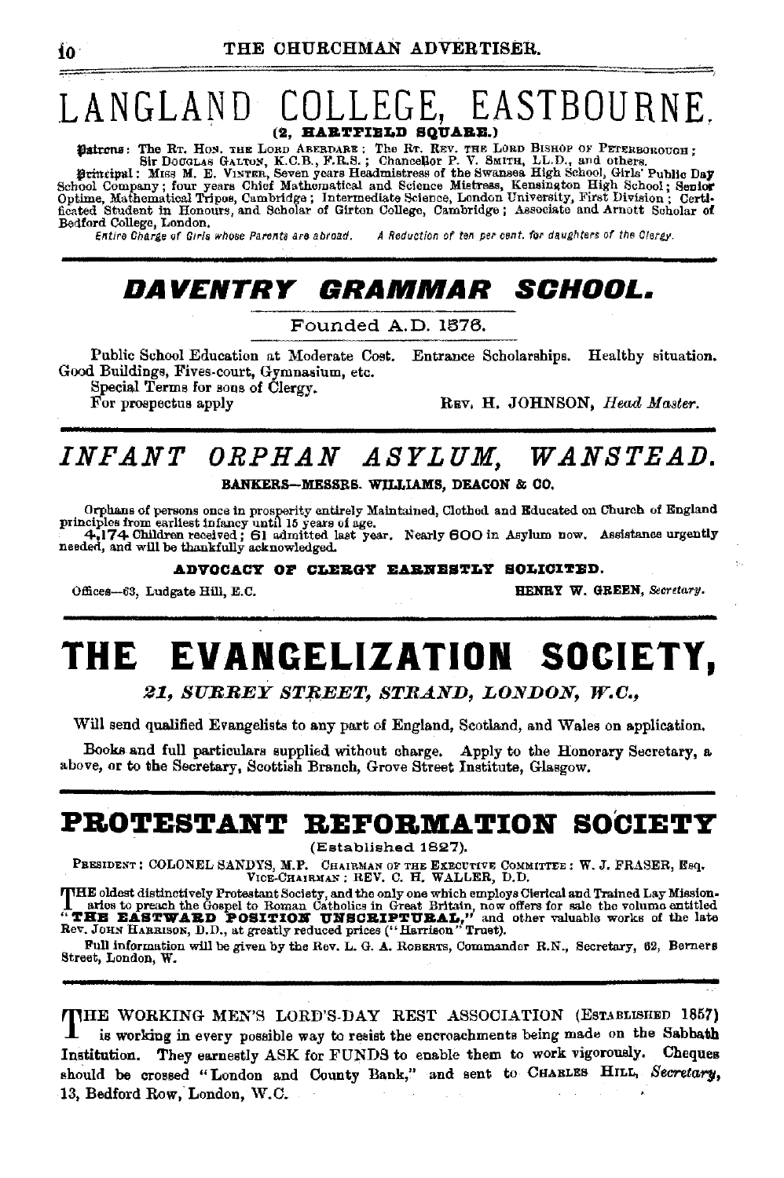# LANGLAND COLLEGE, EASTBOURNE.

**(2, HARTFIELD SQUARE.)**

**Patrons**: The Rt. Hon. the Lord Aberdare; The Rt. Rev. the Lord Bishop of Peterborough; Sir Douglas Galton, K.C.B., F.R.S.; Chancellor P. V. Smith, LL.D., and others.

**Principal**: Miss M. E. Vinter, Seven years Headmistress of the Swansea High School, Girls' Public Day School Company; four years Chief Mathematical and Science Mistress, Kensington High School; Senior Optime, Mathematical Tripos, Cambridge; Intermediate Science, London University, First Division; Certificated Student in Honours, and Scholar of Girton College, Cambridge; Associate and Arnott Scholar of Bedford College, London.

*Entire Charge of Girls whose Parents are abroad.* *A Reduction of ten per cent. for daughters of the Clergy.*

---

## *DAVENTRY GRAMMAR SCHOOL.*

Founded A.D. 1576.

Public School Education at Moderate Cost. Entrance Scholarships. Healthy situation. Good Buildings, Fives-court, Gymnasium, etc.

Special Terms for sons of Clergy.

For prospectus apply REV. H. JOHNSON, *Head Master.*

---

## *INFANT ORPHAN ASYLUM, WANSTEAD.*

**BANKERS—MESSRS. WILLIAMS, DEACON & CO.**

Orphans of persons once in prosperity entirely Maintained, Clothed and Educated on Church of England principles from earliest infancy until 15 years of age.

4,174 Children received; 61 admitted last year. Nearly 600 in Asylum now. Assistance urgently needed, and will be thankfully acknowledged.

**ADVOCACY OF CLERGY EARNESTLY SOLICITED.**

Offices—63, Ludgate Hill, E.C. **HENRY W. GREEN**, *Secretary.*

---

# THE EVANGELIZATION SOCIETY,

*21, SURREY STREET, STRAND, LONDON, W.C.,*

Will send qualified Evangelists to any part of England, Scotland, and Wales on application.

Books and full particulars supplied without charge. Apply to the Honorary Secretary, a above, or to the Secretary, Scottish Branch, Grove Street Institute, Glasgow.

---

# PROTESTANT REFORMATION SOCIETY

(Established 1827).

PRESIDENT: COLONEL SANDYS, M.P. CHAIRMAN OF THE EXECUTIVE COMMITTEE: W. J. FRASER, Esq. VICE-CHAIRMAN: REV. C. H. WALLER, D.D.

THE oldest distinctively Protestant Society, and the only one which employs Clerical and Trained Lay Missionaries to preach the Gospel to Roman Catholics in Great Britain, now offers for sale the volume entitled **"THE EASTWARD POSITION UNSCRIPTURAL,"** and other valuable works of the late Rev. John Harrison, D.D., at greatly reduced prices ("Harrison" Trust).

Full information will be given by the Rev. L. G. A. Roberts, Commander R.N., Secretary, 62, Berners Street, London, W.

---

THE WORKING MEN'S LORD'S-DAY REST ASSOCIATION (ESTABLISHED 1857) is working in every possible way to resist the encroachments being made on the Sabbath Institution. They earnestly ASK for FUNDS to enable them to work vigorously. Cheques should be crossed "London and County Bank," and sent to CHARLES HILL, *Secretary*, 13, Bedford Row, London, W.C.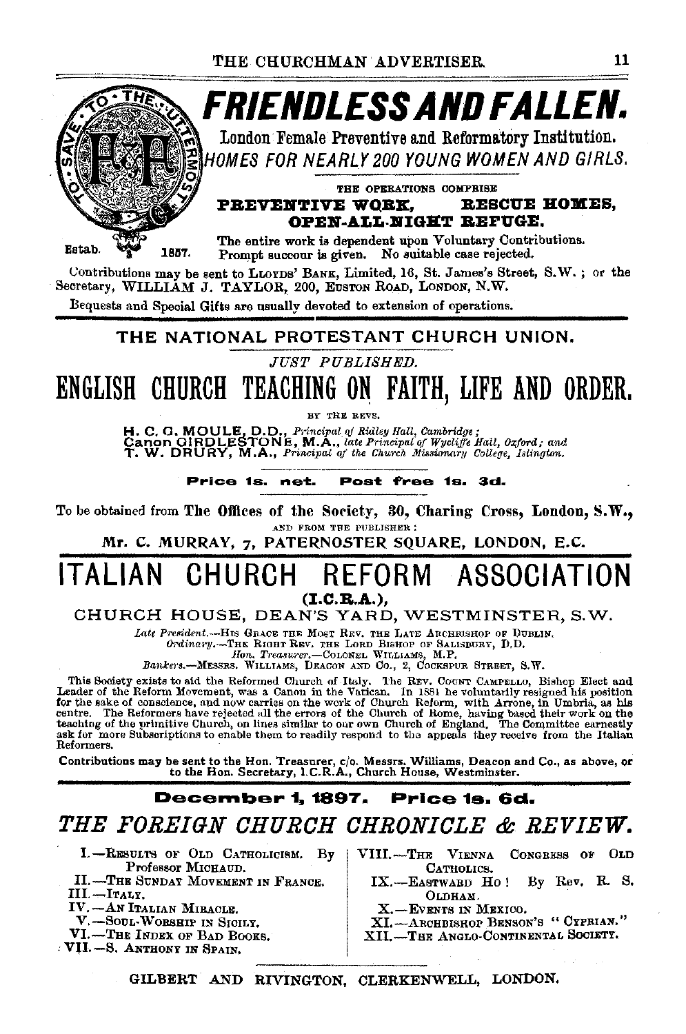# FRIENDLESS AND FALLEN.

TO SAVE TO THE UTTERMOST

Estab. 1857.

London Female Preventive and Reformatory Institution.

*HOMES FOR NEARLY 200 YOUNG WOMEN AND GIRLS.*

THE OPERATIONS COMPRISE

**PREVENTIVE WORK, RESCUE HOMES, OPEN-ALL-NIGHT REFUGE.**

The entire work is dependent upon Voluntary Contributions. Prompt succour is given. No suitable case rejected.

Contributions may be sent to LLOYDS' BANK, Limited, 16, St. James's Street, S.W.; or the Secretary, WILLIAM J. TAYLOR, 200, EUSTON ROAD, LONDON, N.W.

Bequests and Special Gifts are usually devoted to extension of operations.

---

## THE NATIONAL PROTESTANT CHURCH UNION.

*JUST PUBLISHED.*

# ENGLISH CHURCH TEACHING ON FAITH, LIFE AND ORDER.

BY THE REVS.

**H. C. G. MOULE, D.D.,** *Principal of Ridley Hall, Cambridge;*
**Canon GIRDLESTONE, M.A.,** *late Principal of Wycliffe Hall, Oxford; and*
**T. W. DRURY, M.A.,** *Principal of the Church Missionary College, Islington.*

**Price 1s. net. Post free 1s. 3d.**

To be obtained from **The Offices of the Society, 30, Charing Cross, London, S.W.,** AND FROM THE PUBLISHER:

Mr. C. MURRAY, 7, PATERNOSTER SQUARE, LONDON, E.C.

---

# ITALIAN CHURCH REFORM ASSOCIATION

**(I.C.R.A.),**

CHURCH HOUSE, DEAN'S YARD, WESTMINSTER, S.W.

*Late President.*—HIS GRACE THE MOST REV. THE LATE ARCHBISHOP OF DUBLIN.
*Ordinary.*—THE RIGHT REV. THE LORD BISHOP OF SALISBURY, D.D.
*Hon. Treasurer.*—COLONEL WILLIAMS, M.P.
*Bankers.*—MESSRS. WILLIAMS, DEACON AND CO., 2, COCKSPUR STREET, S.W.

This Society exists to aid the Reformed Church of Italy. The REV. COUNT CAMPELLO, Bishop Elect and Leader of the Reform Movement, was a Canon in the Vatican. In 1881 he voluntarily resigned his position for the sake of conscience, and now carries on the work of Church Reform, with Arrone, in Umbria, as his centre. The Reformers have rejected all the errors of the Church of Rome, having based their work on the teaching of the primitive Church, on lines similar to our own Church of England. The Committee earnestly ask for more Subscriptions to enable them to readily respond to the appeals they receive from the Italian Reformers.

Contributions may be sent to the Hon. Treasurer, c/o. Messrs. Williams, Deacon and Co., as above, or to the Hon. Secretary, I.C.R.A., Church House, Westminster.

---

**December 1, 1897. Price 1s. 6d.**

## *THE FOREIGN CHURCH CHRONICLE & REVIEW.*

I.—RESULTS OF OLD CATHOLICISM. By Professor MICHAUD.
II.—THE SUNDAY MOVEMENT IN FRANCE.
III.—ITALY.
IV.—AN ITALIAN MIRACLE.
V.—SOUL-WORSHIP IN SICILY.
VI.—THE INDEX OF BAD BOOKS.
VII.—S. ANTHONY IN SPAIN.
VIII.—THE VIENNA CONGRESS OF OLD CATHOLICS.
IX.—EASTWARD HO! By Rev. R. S. OLDHAM.
X.—EVENTS IN MEXICO.
XI.—ARCHBISHOP BENSON'S "CYPRIAN."
XII.—THE ANGLO-CONTINENTAL SOCIETY.

GILBERT AND RIVINGTON, CLERKENWELL, LONDON.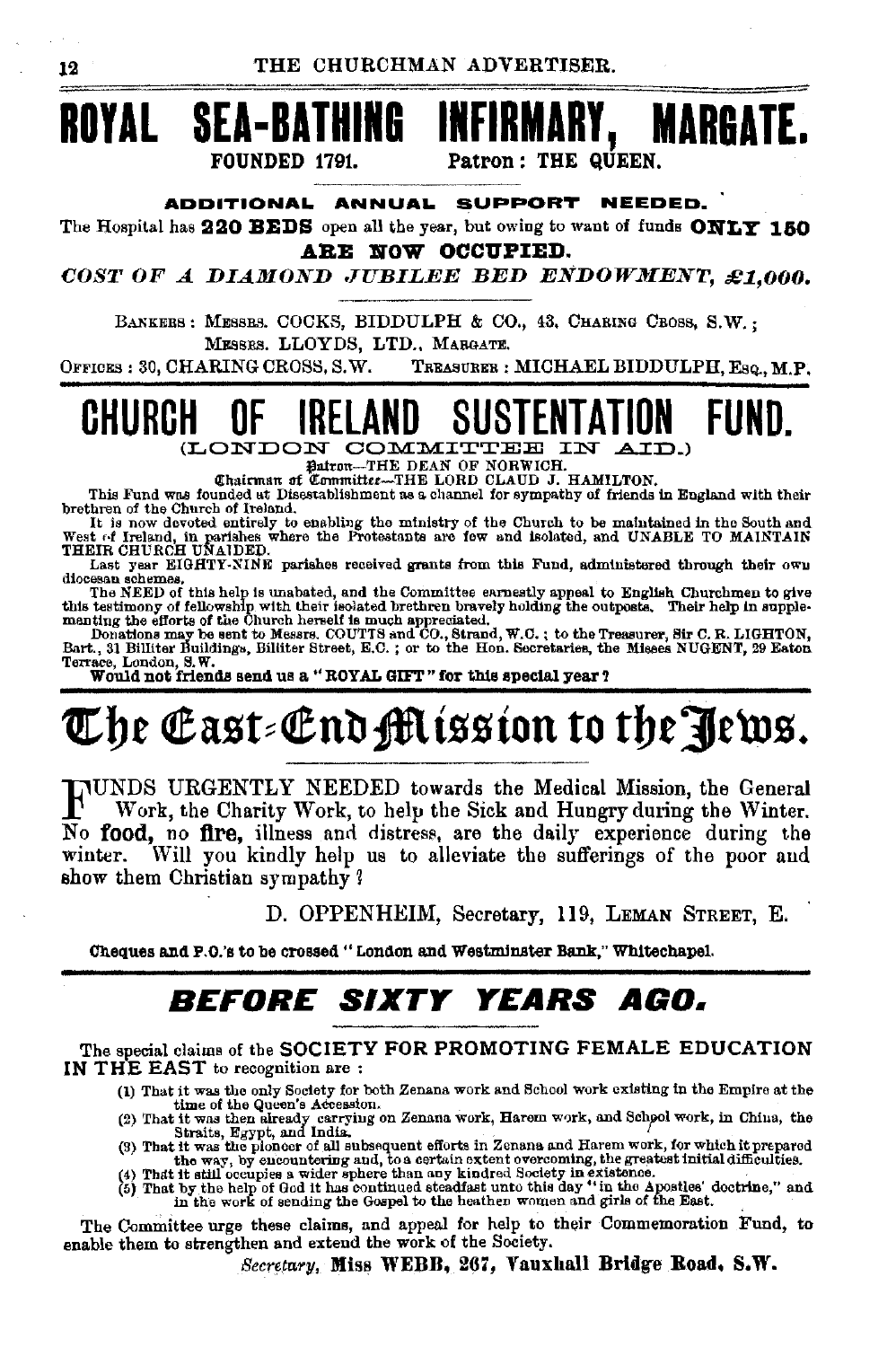# ROYAL SEA-BATHING INFIRMARY, MARGATE.

**FOUNDED 1791.** **Patron: THE QUEEN.**

**ADDITIONAL ANNUAL SUPPORT NEEDED.**

The Hospital has **220 BEDS** open all the year, but owing to want of funds **ONLY 150 ARE NOW OCCUPIED.**

***COST OF A DIAMOND JUBILEE BED ENDOWMENT, £1,000.***

BANKERS: MESSRS. COCKS, BIDDULPH & CO., 43, CHARING CROSS, S.W.; MESSRS. LLOYDS, LTD., MARGATE.

OFFICES: 30, CHARING CROSS, S.W. TREASURER: MICHAEL BIDDULPH, ESQ., M.P.

---

# CHURCH OF IRELAND SUSTENTATION FUND.

**(LONDON COMMITTEE IN AID.)**

Patron—THE DEAN OF NORWICH.

Chairman of Committee—THE LORD CLAUD J. HAMILTON.

This Fund was founded at Disestablishment as a channel for sympathy of friends in England with their brethren of the Church of Ireland.

It is now devoted entirely to enabling the ministry of the Church to be maintained in the South and West of Ireland, in parishes where the Protestants are few and isolated, and UNABLE TO MAINTAIN THEIR CHURCH UNAIDED.

Last year EIGHTY-NINE parishes received grants from this Fund, administered through their own diocesan schemes.

The NEED of this help is unabated, and the Committee earnestly appeal to English Churchmen to give this testimony of fellowship with their isolated brethren bravely holding the outposts. Their help in supplementing the efforts of the Church herself is much appreciated.

Donations may be sent to Messrs. COUTTS and CO., Strand, W.C.; to the Treasurer, Sir C. R. LIGHTON, Bart., 31 Billiter Buildings, Billiter Street, E.C.; or to the Hon. Secretaries, the Misses NUGENT, 29 Eaton Terrace, London, S.W.

**Would not friends send us a "ROYAL GIFT" for this special year?**

---

# The East-End Mission to the Jews.

FUNDS URGENTLY NEEDED towards the Medical Mission, the General Work, the Charity Work, to help the Sick and Hungry during the Winter. No **food**, no **fire**, illness and distress, are the daily experience during the winter. Will you kindly help us to alleviate the sufferings of the poor and show them Christian sympathy?

D. OPPENHEIM, Secretary, 119, LEMAN STREET, E.

**Cheques and P.O.'s to be crossed "London and Westminster Bank," Whitechapel.**

---

## *BEFORE SIXTY YEARS AGO.*

The special claims of the **SOCIETY FOR PROMOTING FEMALE EDUCATION IN THE EAST** to recognition are:

(1) That it was the only Society for both Zenana work and School work existing in the Empire at the time of the Queen's Accession.

(2) That it was then already carrying on Zenana work, Harem work, and School work, in China, the Straits, Egypt, and India.

(3) That it was the pioneer of all subsequent efforts in Zenana and Harem work, for which it prepared the way, by encountering and, to a certain extent overcoming, the greatest initial difficulties.

(4) That it still occupies a wider sphere than any kindred Society in existence.

(5) That by the help of God it has continued steadfast unto this day "in the Apostles' doctrine," and in the work of sending the Gospel to the heathen women and girls of the East.

The Committee urge these claims, and appeal for help to their Commemoration Fund, to enable them to strengthen and extend the work of the Society.

*Secretary,* **Miss WEBB, 267, Vauxhall Bridge Road, S.W.**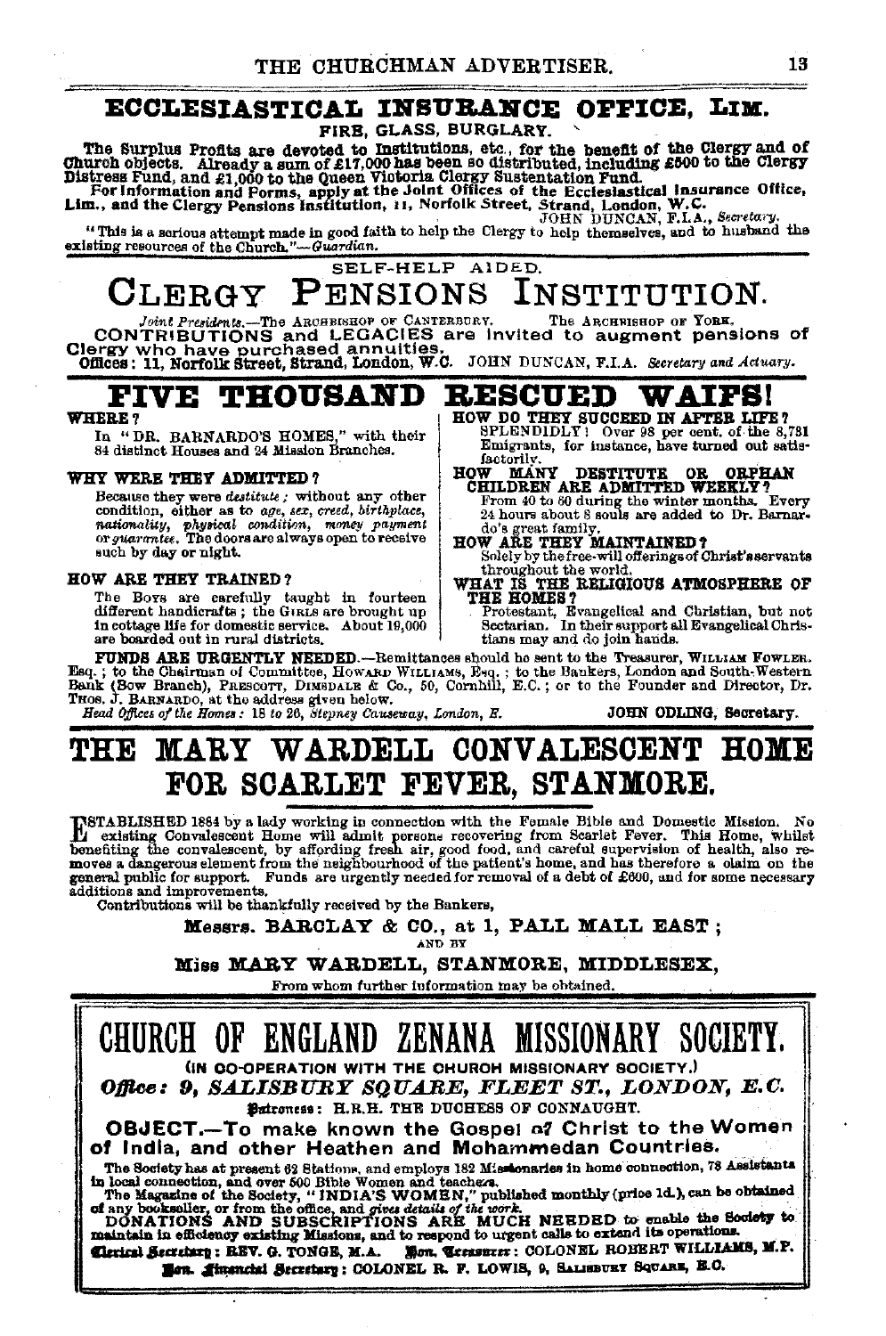## ECCLESIASTICAL INSURANCE OFFICE, LIM.

FIRE, GLASS, BURGLARY.

The Surplus Profits are devoted to Institutions, etc., for the benefit of the Clergy and of Church objects. Already a sum of £17,000 has been so distributed, including £500 to the Clergy Distress Fund, and £1,000 to the Queen Victoria Clergy Sustentation Fund.

For Information and Forms, apply at the Joint Offices of the Ecclesiastical Insurance Office, Lim., and the Clergy Pensions Institution, 11, Norfolk Street, Strand, London, W.C.

JOHN DUNCAN, F.I.A., *Secretary*.

"This is a serious attempt made in good faith to help the Clergy to help themselves, and to husband the existing resources of the Church."—*Guardian*.

SELF-HELP AIDED.

# CLERGY PENSIONS INSTITUTION.

*Joint Presidents.*—The ARCHBISHOP OF CANTERBURY. The ARCHBISHOP OF YORK.

CONTRIBUTIONS and LEGACIES are invited to augment pensions of Clergy who have purchased annuities.

Offices: 11, Norfolk Street, Strand, London, W.C. JOHN DUNCAN, F.I.A. *Secretary and Actuary.*

# FIVE THOUSAND RESCUED WAIFS!

**WHERE?**

In "DR. BARNARDO'S HOMES," with their 84 distinct Houses and 24 Mission Branches.

**WHY WERE THEY ADMITTED?**

Because they were *destitute*; without any other condition, either as to *age, sex, creed, birthplace, nationality, physical condition, money payment* or *guarantee*. The doors are always open to receive such by day or night.

**HOW ARE THEY TRAINED?**

The Boys are carefully taught in fourteen different handicrafts; the GIRLS are brought up in cottage life for domestic service. About 19,000 are boarded out in rural districts.

**HOW DO THEY SUCCEED IN AFTER LIFE?**

SPLENDIDLY! Over 98 per cent. of the 8,781 Emigrants, for instance, have turned out satisfactorily.

**HOW MANY DESTITUTE OR ORPHAN CHILDREN ARE ADMITTED WEEKLY?**

From 40 to 60 during the winter months. Every 24 hours about 8 souls are added to Dr. Barnardo's great family.

**HOW ARE THEY MAINTAINED?**

Solely by the free-will offerings of Christ's servants throughout the world.

**WHAT IS THE RELIGIOUS ATMOSPHERE OF THE HOMES?**

Protestant, Evangelical and Christian, but not Sectarian. In their support all Evangelical Christians may and do join hands.

**FUNDS ARE URGENTLY NEEDED.**—Remittances should be sent to the Treasurer, WILLIAM FOWLER, Esq.; to the Chairman of Committee, HOWARD WILLIAMS, Esq.; to the Bankers, London and South-Western Bank (Bow Branch), PRESCOTT, DIMSDALE & Co., 50, Cornhill, E.C.; or to the Founder and Director, Dr. THOS. J. BARNARDO, at the address given below.

*Head Offices of the Homes: 18 to 26, Stepney Causeway, London, E.* JOHN ODLING, Secretary.

# THE MARY WARDELL CONVALESCENT HOME FOR SCARLET FEVER, STANMORE.

ESTABLISHED 1884 by a lady working in connection with the Female Bible and Domestic Mission. No existing Convalescent Home will admit persons recovering from Scarlet Fever. This Home, whilst benefiting the convalescent, by affording fresh air, good food, and careful supervision of health, also removes a dangerous element from the neighbourhood of the patient's home, and has therefore a claim on the general public for support. Funds are urgently needed for removal of a debt of £600, and for some necessary additions and improvements.

Contributions will be thankfully received by the Bankers,

**Messrs. BARCLAY & CO., at 1, PALL MALL EAST;**

AND BY

**Miss MARY WARDELL, STANMORE, MIDDLESEX,**

From whom further information may be obtained.

# CHURCH OF ENGLAND ZENANA MISSIONARY SOCIETY.

(IN CO-OPERATION WITH THE CHURCH MISSIONARY SOCIETY.)

***Office: 9, SALISBURY SQUARE, FLEET ST., LONDON, E.C.***

Patroness: H.R.H. THE DUCHESS OF CONNAUGHT.

**OBJECT.—To make known the Gospel of Christ to the Women of India, and other Heathen and Mohammedan Countries.**

The Society has at present 62 Stations, and employs 182 Missionaries in home connection, 78 Assistants in local connection, and over 500 Bible Women and teachers.

The Magazine of the Society, "INDIA'S WOMEN," published monthly (price 1d.), can be obtained of any bookseller, or from the office, and *gives details of the work.*

**DONATIONS AND SUBSCRIPTIONS ARE MUCH NEEDED to enable the Society to maintain in efficiency existing Missions, and to respond to urgent calls to extend its operations.**

Clerical Secretary: REV. G. TONGE, M.A. Hon. Treasurer: COLONEL ROBERT WILLIAMS, M.P.

Hon. Financial Secretary: COLONEL R. F. LOWIS, 9, SALISBURY SQUARE, E.C.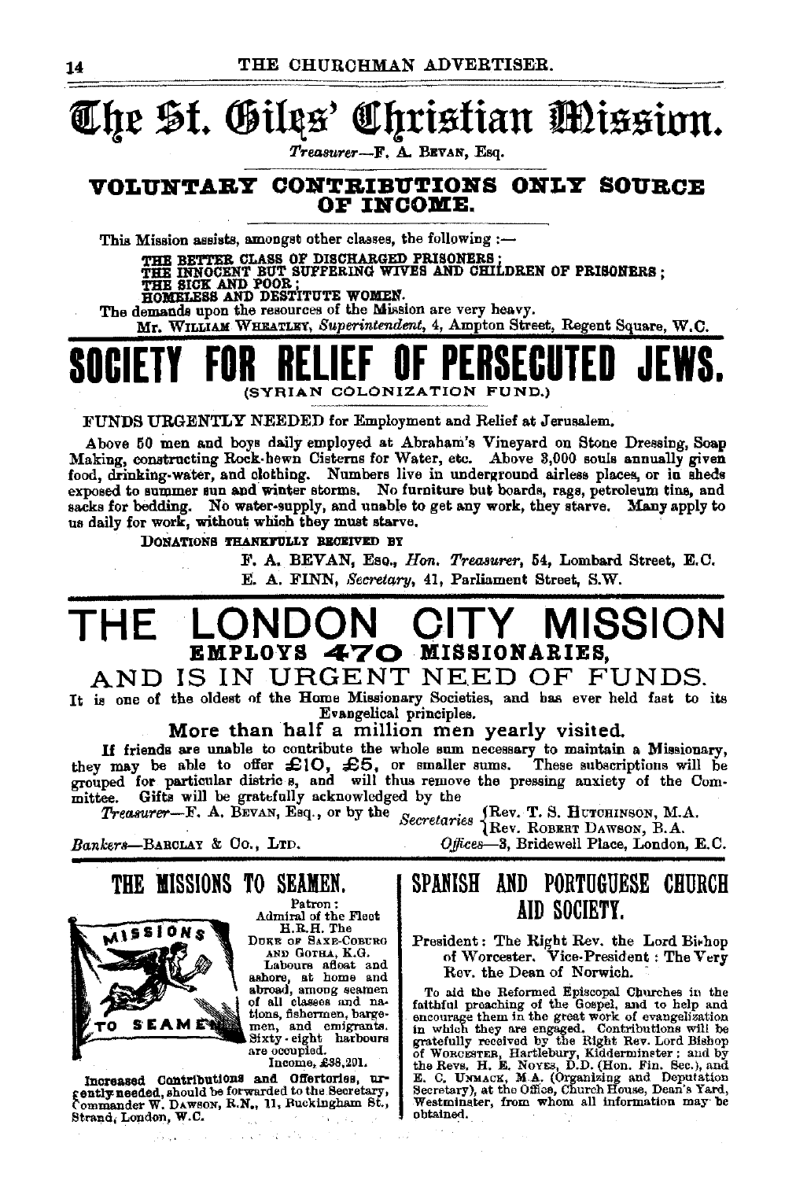# The St. Giles' Christian Mission.

*Treasurer*—F. A. Bevan, Esq.

## VOLUNTARY CONTRIBUTIONS ONLY SOURCE OF INCOME.

This Mission assists, amongst other classes, the following :—

THE BETTER CLASS OF DISCHARGED PRISONERS;
THE INNOCENT BUT SUFFERING WIVES AND CHILDREN OF PRISONERS;
THE SICK AND POOR;
HOMELESS AND DESTITUTE WOMEN.

The demands upon the resources of the Mission are very heavy.

Mr. William Wheatley, *Superintendent*, 4, Ampton Street, Regent Square, W.C.

# SOCIETY FOR RELIEF OF PERSECUTED JEWS.

(SYRIAN COLONIZATION FUND.)

FUNDS URGENTLY NEEDED for Employment and Relief at Jerusalem.

Above 50 men and boys daily employed at Abraham's Vineyard on Stone Dressing, Soap Making, constructing Rock-hewn Cisterns for Water, etc. Above 3,000 souls annually given food, drinking-water, and clothing. Numbers live in underground airless places, or in sheds exposed to summer sun and winter storms. No furniture but boards, rags, petroleum tins, and sacks for bedding. No water-supply, and unable to get any work, they starve. Many apply to us daily for work, without which they must starve.

Donations thankfully received by

F. A. BEVAN, Esq., *Hon. Treasurer*, 54, Lombard Street, E.C.
E. A. FINN, *Secretary*, 41, Parliament Street, S.W.

# THE LONDON CITY MISSION

## EMPLOYS 470 MISSIONARIES,

## AND IS IN URGENT NEED OF FUNDS.

It is one of the oldest of the Home Missionary Societies, and has ever held fast to its Evangelical principles.

**More than half a million men yearly visited.**

If friends are unable to contribute the whole sum necessary to maintain a Missionary, they may be able to offer £10, £5, or smaller sums. These subscriptions will be grouped for particular districts, and will thus remove the pressing anxiety of the Committee. Gifts will be gratefully acknowledged by the

*Treasurer*—F. A. Bevan, Esq., or by the *Secretaries* {Rev. T. S. Hutchinson, M.A. / Rev. Robert Dawson, B.A.

*Bankers*—Barclay & Co., Ltd.

*Offices*—3, Bridewell Place, London, E.C.

## THE MISSIONS TO SEAMEN.

Patron: Admiral of the Fleet H.R.H. The Duke of Saxe-Coburg and Gotha, K.G.

Labours afloat and ashore, at home and abroad, among seamen of all classes and nations, fishermen, bargemen, and emigrants. Sixty-eight harbours are occupied.

Income, £38,291.

Increased Contributions and Offertories, urgently needed, should be forwarded to the Secretary, Commander W. Dawson, R.N., 11, Buckingham St., Strand, London, W.C.

## SPANISH AND PORTUGUESE CHURCH AID SOCIETY.

President: The Right Rev. the Lord Bishop of Worcester. Vice-President: The Very Rev. the Dean of Norwich.

To aid the Reformed Episcopal Churches in the faithful preaching of the Gospel, and to help and encourage them in the great work of evangelization in which they are engaged. Contributions will be gratefully received by the Right Rev. Lord Bishop of Worcester, Hartlebury, Kidderminster; and by the Revs. H. E. Noyes, D.D. (Hon. Fin. Sec.), and E. C. Unmack, M.A. (Organizing and Deputation Secretary), at the Office, Church House, Dean's Yard, Westminster, from whom all information may be obtained.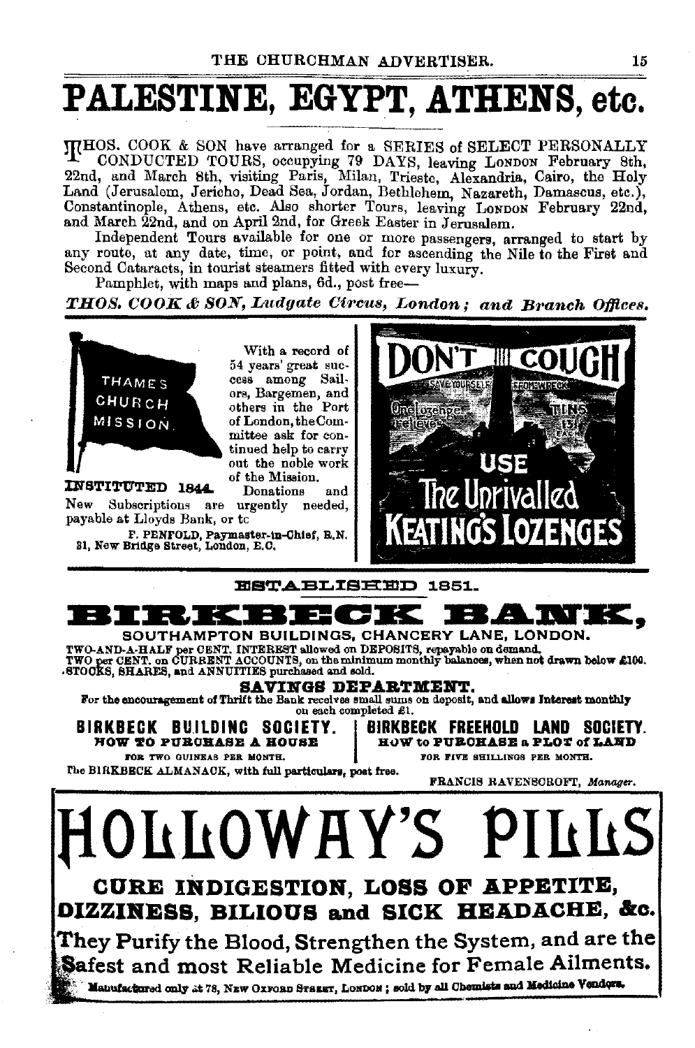# PALESTINE, EGYPT, ATHENS, etc.

THOS. COOK & SON have arranged for a SERIES of SELECT PERSONALLY CONDUCTED TOURS, occupying 79 DAYS, leaving LONDON February 8th, 22nd, and March 8th, visiting Paris, Milan, Trieste, Alexandria, Cairo, the Holy Land (Jerusalem, Jericho, Dead Sea, Jordan, Bethlehem, Nazareth, Damascus, etc.), Constantinople, Athens, etc. Also shorter Tours, leaving LONDON February 22nd, and March 22nd, and on April 2nd, for Greek Easter in Jerusalem.

Independent Tours available for one or more passengers, arranged to start by any route, at any date, time, or point, and for ascending the Nile to the First and Second Cataracts, in tourist steamers fitted with every luxury.

Pamphlet, with maps and plans, 6d., post free—

***THOS. COOK & SON, Ludgate Circus, London; and Branch Offices.***

---

THAMES CHURCH MISSION.

**INSTITUTED 1844.**

With a record of 54 years' great success among Sailors, Bargemen, and others in the Port of London, the Committee ask for continued help to carry out the noble work of the Mission.

Donations and New Subscriptions are urgently needed, payable at Lloyds Bank, or to

F. PENFOLD, Paymaster-in-Chief, R.N.
31, New Bridge Street, London, E.C.

---

DON'T COUGH

SAVE YOURSELF FROM WRECK

One lozenge relieves

TINS 13½d. EACH

USE

The Unrivalled KEATING'S LOZENGES

---

ESTABLISHED 1851.

# BIRKBECK BANK,

**SOUTHAMPTON BUILDINGS, CHANCERY LANE, LONDON.**

TWO-AND-A-HALF per CENT. INTEREST allowed on DEPOSITS, repayable on demand.
TWO per CENT. on CURRENT ACCOUNTS, on the minimum monthly balances, when not drawn below £100.
STOCKS, SHARES, and ANNUITIES purchased and sold.

**SAVINGS DEPARTMENT.**

For the encouragement of Thrift the Bank receives small sums on deposit, and allows Interest monthly on each completed £1.

**BIRKBECK BUILDING SOCIETY.**
**HOW TO PURCHASE A HOUSE**
FOR TWO GUINEAS PER MONTH.

**BIRKBECK FREEHOLD LAND SOCIETY.**
**HOW to PURCHASE a PLOT of LAND**
FOR FIVE SHILLINGS PER MONTH.

The BIRKBECK ALMANACK, with full particulars, post free.

FRANCIS RAVENSCROFT, *Manager.*

---

# HOLLOWAY'S PILLS

**CURE INDIGESTION, LOSS OF APPETITE, DIZZINESS, BILIOUS and SICK HEADACHE, &c.**

**They Purify the Blood, Strengthen the System, and are the Safest and most Reliable Medicine for Female Ailments.**

Manufactured only at 78, NEW OXFORD STREET, LONDON; sold by all Chemists and Medicine Vendors.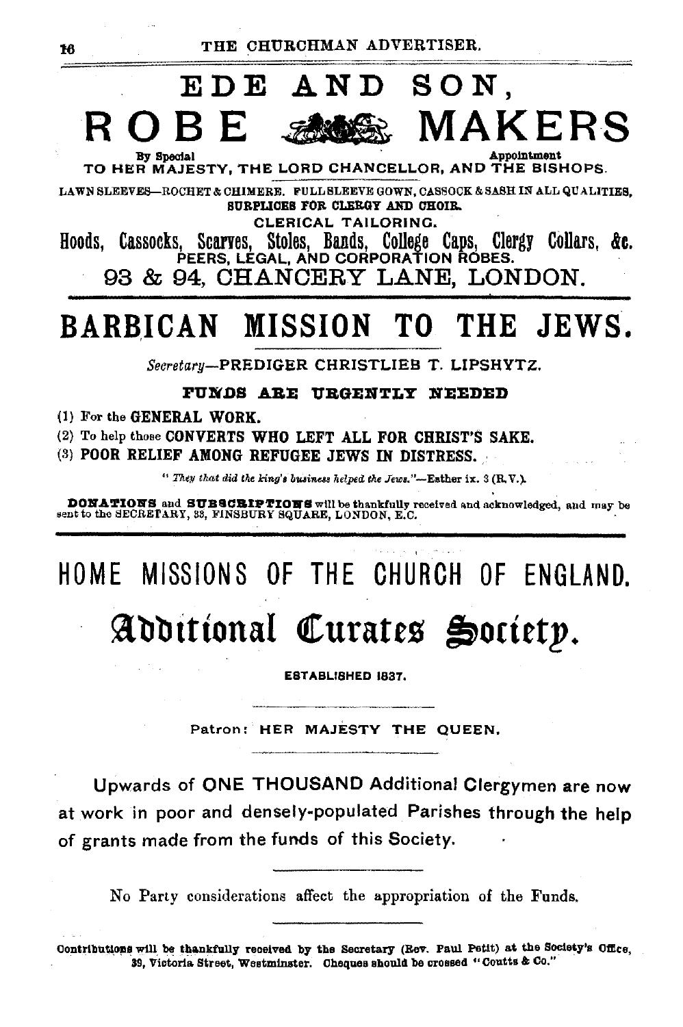# EDE AND SON,

# ROBE MAKERS

By Special Appointment

TO HER MAJESTY, THE LORD CHANCELLOR, AND THE BISHOPS.

LAWN SLEEVES—ROCHET & CHIMERE. FULL SLEEVE GOWN, CASSOCK & SASH IN ALL QUALITIES, SURPLICES FOR CLERGY AND CHOIR.

CLERICAL TAILORING.

**Hoods, Cassocks, Scarves, Stoles, Bands, College Caps, Clergy Collars, &c.**

PEERS, LEGAL, AND CORPORATION ROBES.

**93 & 94, CHANCERY LANE, LONDON.**

---

# BARBICAN MISSION TO THE JEWS.

*Secretary*—PREDIGER CHRISTLIEB T. LIPSHYTZ.

**FUNDS ARE URGENTLY NEEDED**

(1) For the **GENERAL WORK.**

(2) To help those **CONVERTS WHO LEFT ALL FOR CHRIST'S SAKE.**

(3) **POOR RELIEF AMONG REFUGEE JEWS IN DISTRESS.**

*"They that did the king's business helped the Jews."*—Esther ix. 3 (R.V.).

**DONATIONS** and **SUBSCRIPTIONS** will be thankfully received and acknowledged, and may be sent to the SECRETARY, 33, FINSBURY SQUARE, LONDON, E.C.

---

# HOME MISSIONS OF THE CHURCH OF ENGLAND.

# Additional Curates Society.

ESTABLISHED 1837.

Patron: HER MAJESTY THE QUEEN.

Upwards of **ONE THOUSAND** Additional Clergymen are now at work in poor and densely-populated Parishes through the help of grants made from the funds of this Society.

No Party considerations affect the appropriation of the Funds.

Contributions will be thankfully received by the Secretary (Rev. Paul Petit) at the Society's Office, 39, Victoria Street, Westminster. Cheques should be crossed "Coutts & Co."